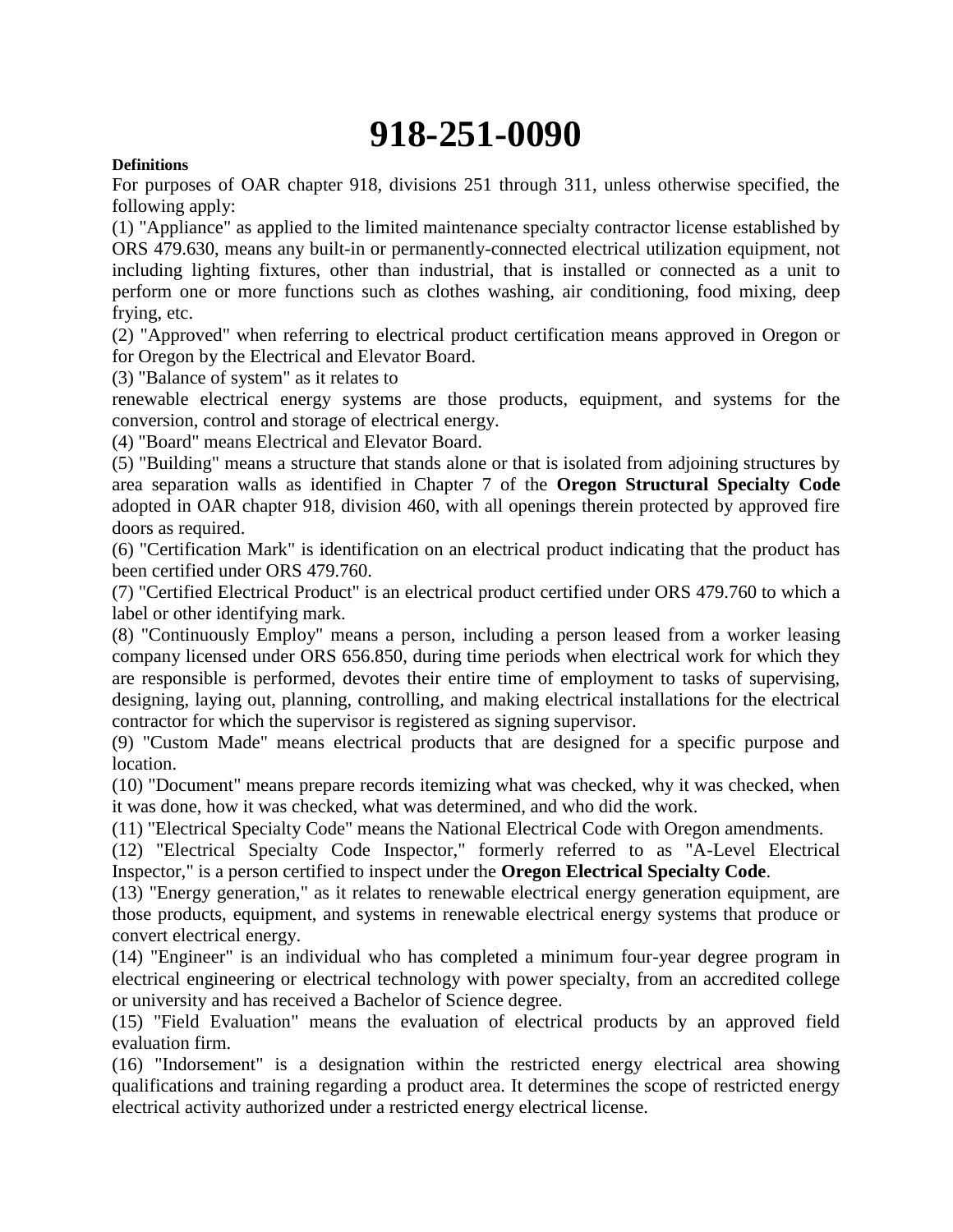# 918-251-0090

**Definitions**

For purposes of OAR chapter 918, divisions 251 through 311, unless otherwise specified, the following apply:

(1) "Appliance" as applied to the limited maintenance specialty contractor license established by ORS 479.630, means any built-in or permanently-connected electrical utilization equipment, not including lighting fixtures, other than industrial, that is installed or connected as a unit to perform one or more functions such as clothes washing, air conditioning, food mixing, deep frying, etc.

(2) "Approved" when referring to electrical product certification means approved in Oregon or for Oregon by the Electrical and Elevator Board.

(3) "Balance of system" as it relates to renewable electrical energy systems are those products, equipment, and systems for the conversion, control and storage of electrical energy.

(4) "Board" means Electrical and Elevator Board.

(5) "Building" means a structure that stands alone or that is isolated from adjoining structures by area separation walls as identified in Chapter 7 of the **Oregon Structural Specialty Code** adopted in OAR chapter 918, division 460, with all openings therein protected by approved fire doors as required.

(6) "Certification Mark" is identification on an electrical product indicating that the product has been certified under ORS 479.760.

(7) "Certified Electrical Product" is an electrical product certified under ORS 479.760 to which a label or other identifying mark.

(8) "Continuously Employ" means a person, including a person leased from a worker leasing company licensed under ORS 656.850, during time periods when electrical work for which they are responsible is performed, devotes their entire time of employment to tasks of supervising, designing, laying out, planning, controlling, and making electrical installations for the electrical contractor for which the supervisor is registered as signing supervisor.

(9) "Custom Made" means electrical products that are designed for a specific purpose and location.

(10) "Document" means prepare records itemizing what was checked, why it was checked, when it was done, how it was checked, what was determined, and who did the work.

(11) "Electrical Specialty Code" means the National Electrical Code with Oregon amendments.

(12) "Electrical Specialty Code Inspector," formerly referred to as "A-Level Electrical Inspector," is a person certified to inspect under the **Oregon Electrical Specialty Code**.

(13) "Energy generation," as it relates to renewable electrical energy generation equipment, are those products, equipment, and systems in renewable electrical energy systems that produce or convert electrical energy.

(14) "Engineer" is an individual who has completed a minimum four-year degree program in electrical engineering or electrical technology with power specialty, from an accredited college or university and has received a Bachelor of Science degree.

(15) "Field Evaluation" means the evaluation of electrical products by an approved field evaluation firm.

(16) "Indorsement" is a designation within the restricted energy electrical area showing qualifications and training regarding a product area. It determines the scope of restricted energy electrical activity authorized under a restricted energy electrical license.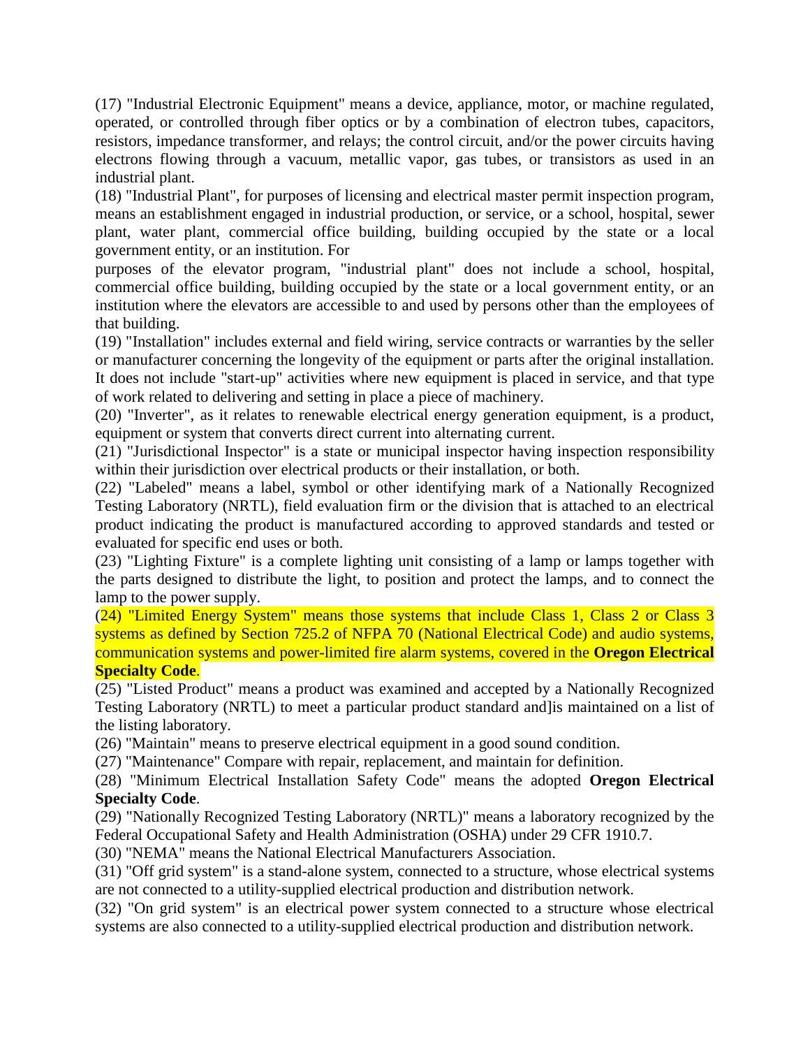(17) "Industrial Electronic Equipment" means a device, appliance, motor, or machine regulated, operated, or controlled through fiber optics or by a combination of electron tubes, capacitors, resistors, impedance transformer, and relays; the control circuit, and/or the power circuits having electrons flowing through a vacuum, metallic vapor, gas tubes, or transistors as used in an industrial plant.

(18) "Industrial Plant", for purposes of licensing and electrical master permit inspection program, means an establishment engaged in industrial production, or service, or a school, hospital, sewer plant, water plant, commercial office building, building occupied by the state or a local government entity, or an institution. For purposes of the elevator program, "industrial plant" does not include a school, hospital, commercial office building, building occupied by the state or a local government entity, or an institution where the elevators are accessible to and used by persons other than the employees of that building.

(19) "Installation" includes external and field wiring, service contracts or warranties by the seller or manufacturer concerning the longevity of the equipment or parts after the original installation. It does not include "start-up" activities where new equipment is placed in service, and that type of work related to delivering and setting in place a piece of machinery.

(20) "Inverter", as it relates to renewable electrical energy generation equipment, is a product, equipment or system that converts direct current into alternating current.

(21) "Jurisdictional Inspector" is a state or municipal inspector having inspection responsibility within their jurisdiction over electrical products or their installation, or both.

(22) "Labeled" means a label, symbol or other identifying mark of a Nationally Recognized Testing Laboratory (NRTL), field evaluation firm or the division that is attached to an electrical product indicating the product is manufactured according to approved standards and tested or evaluated for specific end uses or both.

(23) "Lighting Fixture" is a complete lighting unit consisting of a lamp or lamps together with the parts designed to distribute the light, to position and protect the lamps, and to connect the lamp to the power supply.

(24) "Limited Energy System" means those systems that include Class 1, Class 2 or Class 3 systems as defined by Section 725.2 of NFPA 70 (National Electrical Code) and audio systems, communication systems and power-limited fire alarm systems, covered in the **Oregon Electrical Specialty Code**.

(25) "Listed Product" means a product was examined and accepted by a Nationally Recognized Testing Laboratory (NRTL) to meet a particular product standard and]is maintained on a list of the listing laboratory.

(26) "Maintain" means to preserve electrical equipment in a good sound condition.

(27) "Maintenance" Compare with repair, replacement, and maintain for definition.

(28) "Minimum Electrical Installation Safety Code" means the adopted **Oregon Electrical Specialty Code**.

(29) "Nationally Recognized Testing Laboratory (NRTL)" means a laboratory recognized by the Federal Occupational Safety and Health Administration (OSHA) under 29 CFR 1910.7.

(30) "NEMA" means the National Electrical Manufacturers Association.

(31) "Off grid system" is a stand-alone system, connected to a structure, whose electrical systems are not connected to a utility-supplied electrical production and distribution network.

(32) "On grid system" is an electrical power system connected to a structure whose electrical systems are also connected to a utility-supplied electrical production and distribution network.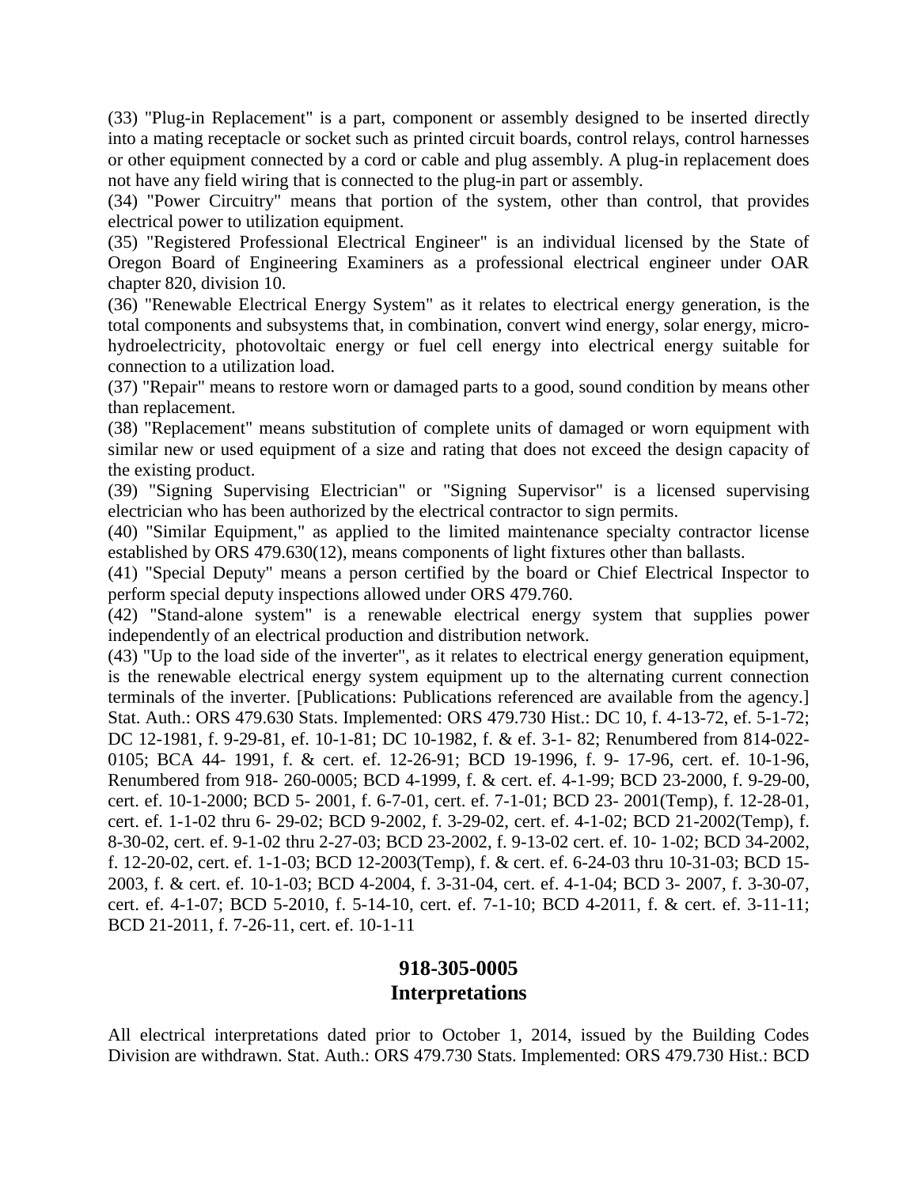(33) "Plug-in Replacement" is a part, component or assembly designed to be inserted directly into a mating receptacle or socket such as printed circuit boards, control relays, control harnesses or other equipment connected by a cord or cable and plug assembly. A plug-in replacement does not have any field wiring that is connected to the plug-in part or assembly.

(34) "Power Circuitry" means that portion of the system, other than control, that provides electrical power to utilization equipment.

(35) "Registered Professional Electrical Engineer" is an individual licensed by the State of Oregon Board of Engineering Examiners as a professional electrical engineer under OAR chapter 820, division 10.

(36) "Renewable Electrical Energy System" as it relates to electrical energy generation, is the total components and subsystems that, in combination, convert wind energy, solar energy, micro-hydroelectricity, photovoltaic energy or fuel cell energy into electrical energy suitable for connection to a utilization load.

(37) "Repair" means to restore worn or damaged parts to a good, sound condition by means other than replacement.

(38) "Replacement" means substitution of complete units of damaged or worn equipment with similar new or used equipment of a size and rating that does not exceed the design capacity of the existing product.

(39) "Signing Supervising Electrician" or "Signing Supervisor" is a licensed supervising electrician who has been authorized by the electrical contractor to sign permits.

(40) "Similar Equipment," as applied to the limited maintenance specialty contractor license established by ORS 479.630(12), means components of light fixtures other than ballasts.

(41) "Special Deputy" means a person certified by the board or Chief Electrical Inspector to perform special deputy inspections allowed under ORS 479.760.

(42) "Stand-alone system" is a renewable electrical energy system that supplies power independently of an electrical production and distribution network.

(43) "Up to the load side of the inverter", as it relates to electrical energy generation equipment, is the renewable electrical energy system equipment up to the alternating current connection terminals of the inverter. [Publications: Publications referenced are available from the agency.] Stat. Auth.: ORS 479.630 Stats. Implemented: ORS 479.730 Hist.: DC 10, f. 4-13-72, ef. 5-1-72; DC 12-1981, f. 9-29-81, ef. 10-1-81; DC 10-1982, f. & ef. 3-1- 82; Renumbered from 814-022-0105; BCA 44- 1991, f. & cert. ef. 12-26-91; BCD 19-1996, f. 9- 17-96, cert. ef. 10-1-96, Renumbered from 918- 260-0005; BCD 4-1999, f. & cert. ef. 4-1-99; BCD 23-2000, f. 9-29-00, cert. ef. 10-1-2000; BCD 5- 2001, f. 6-7-01, cert. ef. 7-1-01; BCD 23- 2001(Temp), f. 12-28-01, cert. ef. 1-1-02 thru 6- 29-02; BCD 9-2002, f. 3-29-02, cert. ef. 4-1-02; BCD 21-2002(Temp), f. 8-30-02, cert. ef. 9-1-02 thru 2-27-03; BCD 23-2002, f. 9-13-02 cert. ef. 10- 1-02; BCD 34-2002, f. 12-20-02, cert. ef. 1-1-03; BCD 12-2003(Temp), f. & cert. ef. 6-24-03 thru 10-31-03; BCD 15-2003, f. & cert. ef. 10-1-03; BCD 4-2004, f. 3-31-04, cert. ef. 4-1-04; BCD 3- 2007, f. 3-30-07, cert. ef. 4-1-07; BCD 5-2010, f. 5-14-10, cert. ef. 7-1-10; BCD 4-2011, f. & cert. ef. 3-11-11; BCD 21-2011, f. 7-26-11, cert. ef. 10-1-11

## 918-305-0005
## Interpretations

All electrical interpretations dated prior to October 1, 2014, issued by the Building Codes Division are withdrawn. Stat. Auth.: ORS 479.730 Stats. Implemented: ORS 479.730 Hist.: BCD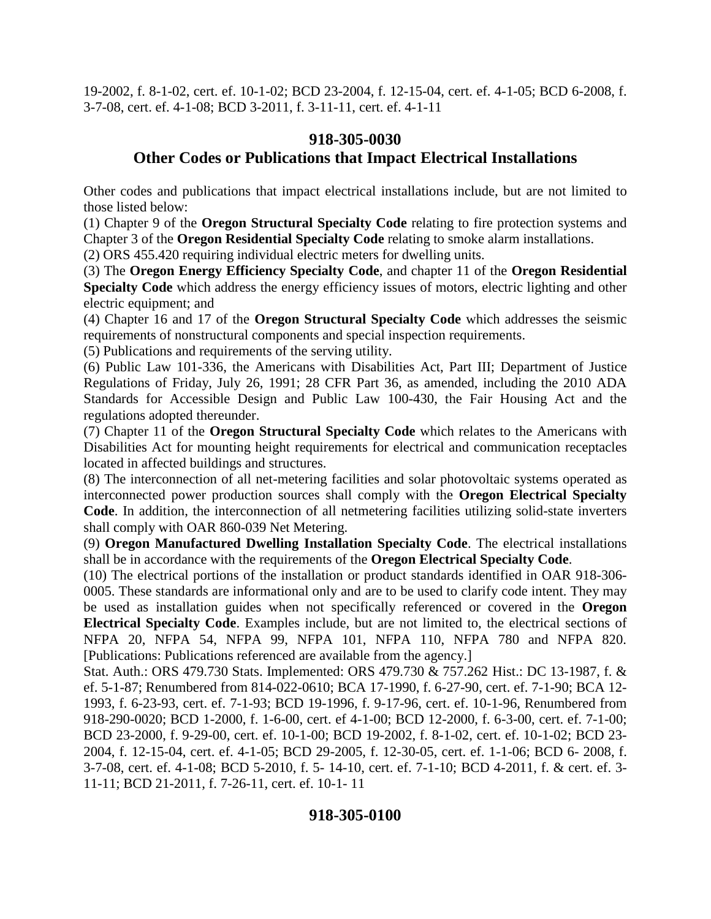19-2002, f. 8-1-02, cert. ef. 10-1-02; BCD 23-2004, f. 12-15-04, cert. ef. 4-1-05; BCD 6-2008, f. 3-7-08, cert. ef. 4-1-08; BCD 3-2011, f. 3-11-11, cert. ef. 4-1-11

## 918-305-0030
## Other Codes or Publications that Impact Electrical Installations

Other codes and publications that impact electrical installations include, but are not limited to those listed below:

(1) Chapter 9 of the **Oregon Structural Specialty Code** relating to fire protection systems and Chapter 3 of the **Oregon Residential Specialty Code** relating to smoke alarm installations.

(2) ORS 455.420 requiring individual electric meters for dwelling units.

(3) The **Oregon Energy Efficiency Specialty Code**, and chapter 11 of the **Oregon Residential Specialty Code** which address the energy efficiency issues of motors, electric lighting and other electric equipment; and

(4) Chapter 16 and 17 of the **Oregon Structural Specialty Code** which addresses the seismic requirements of nonstructural components and special inspection requirements.

(5) Publications and requirements of the serving utility.

(6) Public Law 101-336, the Americans with Disabilities Act, Part III; Department of Justice Regulations of Friday, July 26, 1991; 28 CFR Part 36, as amended, including the 2010 ADA Standards for Accessible Design and Public Law 100-430, the Fair Housing Act and the regulations adopted thereunder.

(7) Chapter 11 of the **Oregon Structural Specialty Code** which relates to the Americans with Disabilities Act for mounting height requirements for electrical and communication receptacles located in affected buildings and structures.

(8) The interconnection of all net-metering facilities and solar photovoltaic systems operated as interconnected power production sources shall comply with the **Oregon Electrical Specialty Code**. In addition, the interconnection of all netmetering facilities utilizing solid-state inverters shall comply with OAR 860-039 Net Metering.

(9) **Oregon Manufactured Dwelling Installation Specialty Code**. The electrical installations shall be in accordance with the requirements of the **Oregon Electrical Specialty Code**.

(10) The electrical portions of the installation or product standards identified in OAR 918-306-0005. These standards are informational only and are to be used to clarify code intent. They may be used as installation guides when not specifically referenced or covered in the **Oregon Electrical Specialty Code**. Examples include, but are not limited to, the electrical sections of NFPA 20, NFPA 54, NFPA 99, NFPA 101, NFPA 110, NFPA 780 and NFPA 820. [Publications: Publications referenced are available from the agency.]

Stat. Auth.: ORS 479.730 Stats. Implemented: ORS 479.730 & 757.262 Hist.: DC 13-1987, f. & ef. 5-1-87; Renumbered from 814-022-0610; BCA 17-1990, f. 6-27-90, cert. ef. 7-1-90; BCA 12-1993, f. 6-23-93, cert. ef. 7-1-93; BCD 19-1996, f. 9-17-96, cert. ef. 10-1-96, Renumbered from 918-290-0020; BCD 1-2000, f. 1-6-00, cert. ef 4-1-00; BCD 12-2000, f. 6-3-00, cert. ef. 7-1-00; BCD 23-2000, f. 9-29-00, cert. ef. 10-1-00; BCD 19-2002, f. 8-1-02, cert. ef. 10-1-02; BCD 23-2004, f. 12-15-04, cert. ef. 4-1-05; BCD 29-2005, f. 12-30-05, cert. ef. 1-1-06; BCD 6- 2008, f. 3-7-08, cert. ef. 4-1-08; BCD 5-2010, f. 5- 14-10, cert. ef. 7-1-10; BCD 4-2011, f. & cert. ef. 3-11-11; BCD 21-2011, f. 7-26-11, cert. ef. 10-1- 11

## 918-305-0100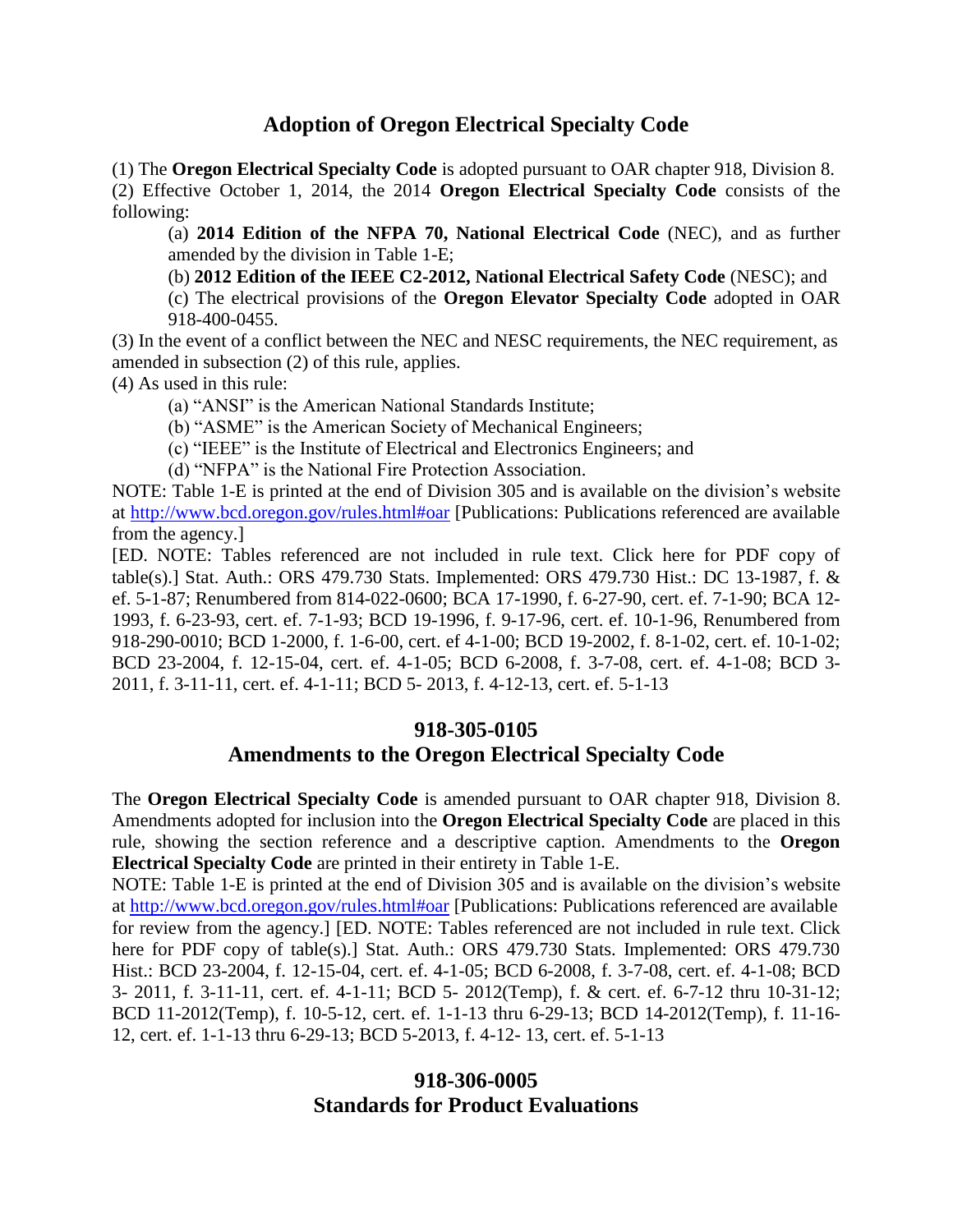## Adoption of Oregon Electrical Specialty Code

(1) The **Oregon Electrical Specialty Code** is adopted pursuant to OAR chapter 918, Division 8.

(2) Effective October 1, 2014, the 2014 **Oregon Electrical Specialty Code** consists of the following:

(a) **2014 Edition of the NFPA 70, National Electrical Code** (NEC), and as further amended by the division in Table 1-E;

(b) **2012 Edition of the IEEE C2-2012, National Electrical Safety Code** (NESC); and

(c) The electrical provisions of the **Oregon Elevator Specialty Code** adopted in OAR 918-400-0455.

(3) In the event of a conflict between the NEC and NESC requirements, the NEC requirement, as amended in subsection (2) of this rule, applies.

(4) As used in this rule:

(a) "ANSI" is the American National Standards Institute;

(b) "ASME" is the American Society of Mechanical Engineers;

(c) "IEEE" is the Institute of Electrical and Electronics Engineers; and

(d) "NFPA" is the National Fire Protection Association.

NOTE: Table 1-E is printed at the end of Division 305 and is available on the division's website at http://www.bcd.oregon.gov/rules.html#oar [Publications: Publications referenced are available from the agency.]

[ED. NOTE: Tables referenced are not included in rule text. Click here for PDF copy of table(s).] Stat. Auth.: ORS 479.730 Stats. Implemented: ORS 479.730 Hist.: DC 13-1987, f. & ef. 5-1-87; Renumbered from 814-022-0600; BCA 17-1990, f. 6-27-90, cert. ef. 7-1-90; BCA 12-1993, f. 6-23-93, cert. ef. 7-1-93; BCD 19-1996, f. 9-17-96, cert. ef. 10-1-96, Renumbered from 918-290-0010; BCD 1-2000, f. 1-6-00, cert. ef 4-1-00; BCD 19-2002, f. 8-1-02, cert. ef. 10-1-02; BCD 23-2004, f. 12-15-04, cert. ef. 4-1-05; BCD 6-2008, f. 3-7-08, cert. ef. 4-1-08; BCD 3-2011, f. 3-11-11, cert. ef. 4-1-11; BCD 5- 2013, f. 4-12-13, cert. ef. 5-1-13

## 918-305-0105
## Amendments to the Oregon Electrical Specialty Code

The **Oregon Electrical Specialty Code** is amended pursuant to OAR chapter 918, Division 8. Amendments adopted for inclusion into the **Oregon Electrical Specialty Code** are placed in this rule, showing the section reference and a descriptive caption. Amendments to the **Oregon Electrical Specialty Code** are printed in their entirety in Table 1-E.

NOTE: Table 1-E is printed at the end of Division 305 and is available on the division's website at http://www.bcd.oregon.gov/rules.html#oar [Publications: Publications referenced are available for review from the agency.] [ED. NOTE: Tables referenced are not included in rule text. Click here for PDF copy of table(s).] Stat. Auth.: ORS 479.730 Stats. Implemented: ORS 479.730 Hist.: BCD 23-2004, f. 12-15-04, cert. ef. 4-1-05; BCD 6-2008, f. 3-7-08, cert. ef. 4-1-08; BCD 3- 2011, f. 3-11-11, cert. ef. 4-1-11; BCD 5- 2012(Temp), f. & cert. ef. 6-7-12 thru 10-31-12; BCD 11-2012(Temp), f. 10-5-12, cert. ef. 1-1-13 thru 6-29-13; BCD 14-2012(Temp), f. 11-16-12, cert. ef. 1-1-13 thru 6-29-13; BCD 5-2013, f. 4-12- 13, cert. ef. 5-1-13

## 918-306-0005
## Standards for Product Evaluations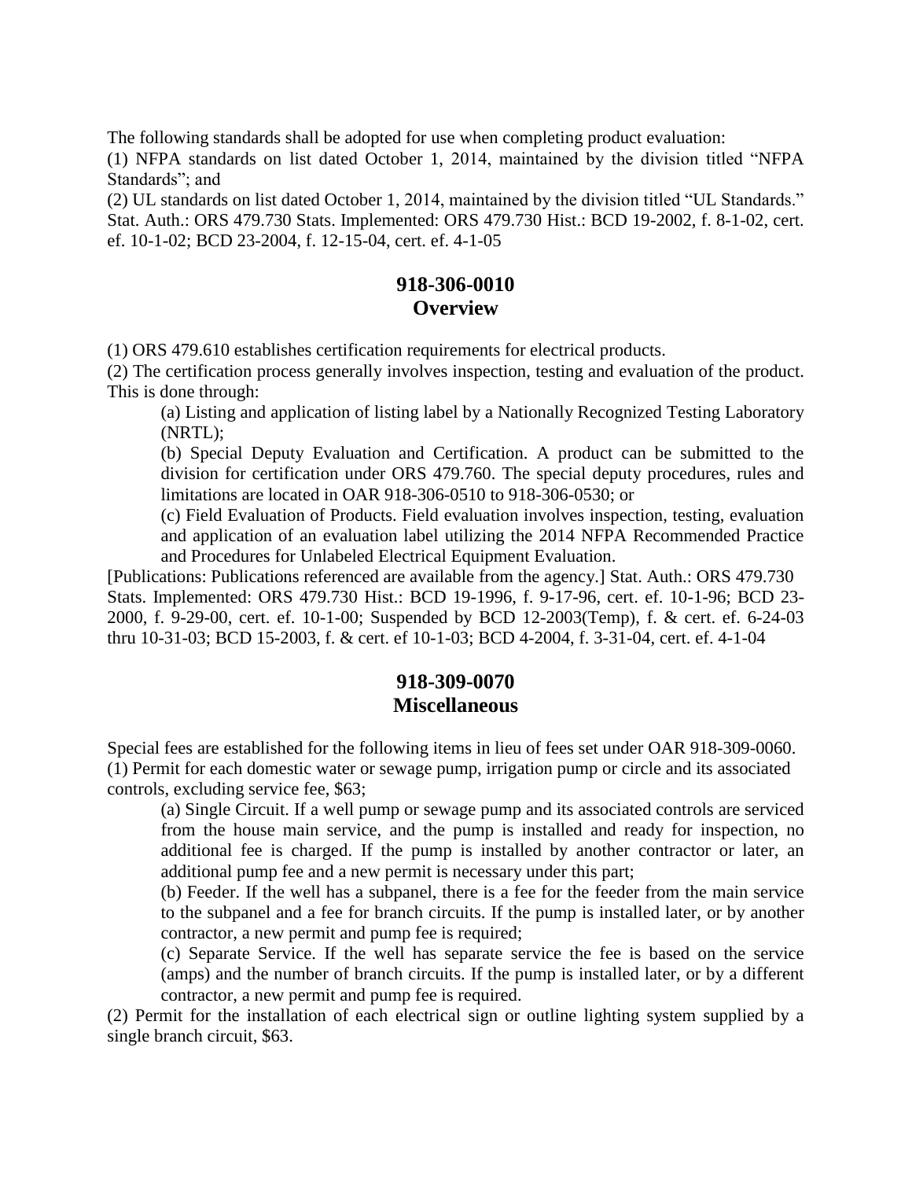The following standards shall be adopted for use when completing product evaluation:

(1) NFPA standards on list dated October 1, 2014, maintained by the division titled "NFPA Standards"; and

(2) UL standards on list dated October 1, 2014, maintained by the division titled "UL Standards."

Stat. Auth.: ORS 479.730 Stats. Implemented: ORS 479.730 Hist.: BCD 19-2002, f. 8-1-02, cert. ef. 10-1-02; BCD 23-2004, f. 12-15-04, cert. ef. 4-1-05

## 918-306-0010
## Overview

(1) ORS 479.610 establishes certification requirements for electrical products.

(2) The certification process generally involves inspection, testing and evaluation of the product. This is done through:

(a) Listing and application of listing label by a Nationally Recognized Testing Laboratory (NRTL);

(b) Special Deputy Evaluation and Certification. A product can be submitted to the division for certification under ORS 479.760. The special deputy procedures, rules and limitations are located in OAR 918-306-0510 to 918-306-0530; or

(c) Field Evaluation of Products. Field evaluation involves inspection, testing, evaluation and application of an evaluation label utilizing the 2014 NFPA Recommended Practice and Procedures for Unlabeled Electrical Equipment Evaluation.

[Publications: Publications referenced are available from the agency.] Stat. Auth.: ORS 479.730 Stats. Implemented: ORS 479.730 Hist.: BCD 19-1996, f. 9-17-96, cert. ef. 10-1-96; BCD 23-2000, f. 9-29-00, cert. ef. 10-1-00; Suspended by BCD 12-2003(Temp), f. & cert. ef. 6-24-03 thru 10-31-03; BCD 15-2003, f. & cert. ef 10-1-03; BCD 4-2004, f. 3-31-04, cert. ef. 4-1-04

## 918-309-0070
## Miscellaneous

Special fees are established for the following items in lieu of fees set under OAR 918-309-0060.

(1) Permit for each domestic water or sewage pump, irrigation pump or circle and its associated controls, excluding service fee, $63;

(a) Single Circuit. If a well pump or sewage pump and its associated controls are serviced from the house main service, and the pump is installed and ready for inspection, no additional fee is charged. If the pump is installed by another contractor or later, an additional pump fee and a new permit is necessary under this part;

(b) Feeder. If the well has a subpanel, there is a fee for the feeder from the main service to the subpanel and a fee for branch circuits. If the pump is installed later, or by another contractor, a new permit and pump fee is required;

(c) Separate Service. If the well has separate service the fee is based on the service (amps) and the number of branch circuits. If the pump is installed later, or by a different contractor, a new permit and pump fee is required.

(2) Permit for the installation of each electrical sign or outline lighting system supplied by a single branch circuit, $63.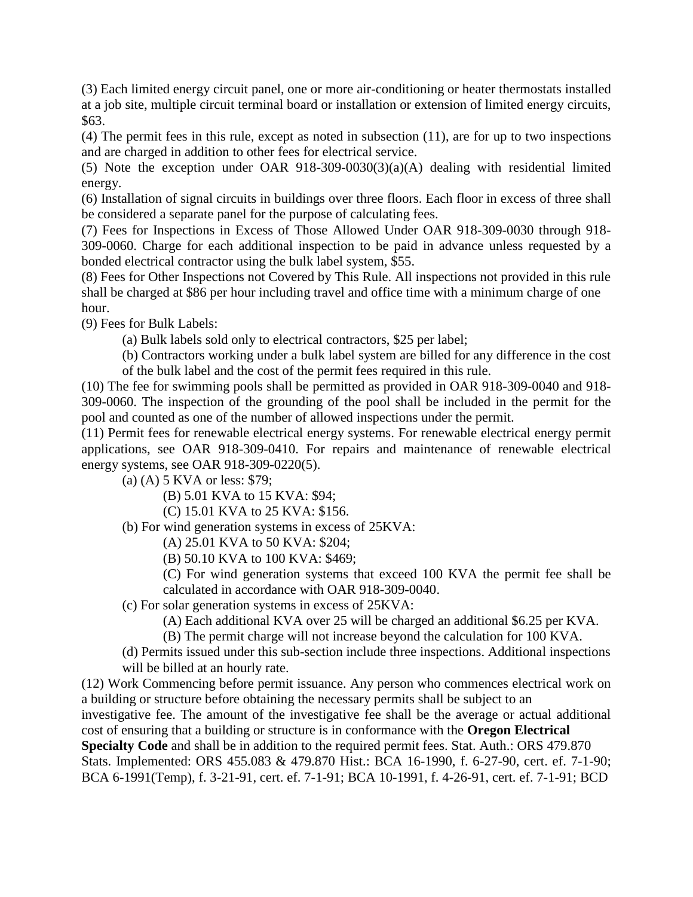(3) Each limited energy circuit panel, one or more air-conditioning or heater thermostats installed at a job site, multiple circuit terminal board or installation or extension of limited energy circuits, $63.

(4) The permit fees in this rule, except as noted in subsection (11), are for up to two inspections and are charged in addition to other fees for electrical service.

(5) Note the exception under OAR 918-309-0030(3)(a)(A) dealing with residential limited energy.

(6) Installation of signal circuits in buildings over three floors. Each floor in excess of three shall be considered a separate panel for the purpose of calculating fees.

(7) Fees for Inspections in Excess of Those Allowed Under OAR 918-309-0030 through 918-309-0060. Charge for each additional inspection to be paid in advance unless requested by a bonded electrical contractor using the bulk label system, $55.

(8) Fees for Other Inspections not Covered by This Rule. All inspections not provided in this rule shall be charged at $86 per hour including travel and office time with a minimum charge of one hour.

(9) Fees for Bulk Labels:

(a) Bulk labels sold only to electrical contractors, $25 per label;

(b) Contractors working under a bulk label system are billed for any difference in the cost of the bulk label and the cost of the permit fees required in this rule.

(10) The fee for swimming pools shall be permitted as provided in OAR 918-309-0040 and 918-309-0060. The inspection of the grounding of the pool shall be included in the permit for the pool and counted as one of the number of allowed inspections under the permit.

(11) Permit fees for renewable electrical energy systems. For renewable electrical energy permit applications, see OAR 918-309-0410. For repairs and maintenance of renewable electrical energy systems, see OAR 918-309-0220(5).

(a) (A) 5 KVA or less: $79;

(B) 5.01 KVA to 15 KVA: $94;

(C) 15.01 KVA to 25 KVA: $156.

(b) For wind generation systems in excess of 25KVA:

(A) 25.01 KVA to 50 KVA: $204;

(B) 50.10 KVA to 100 KVA: $469;

(C) For wind generation systems that exceed 100 KVA the permit fee shall be calculated in accordance with OAR 918-309-0040.

(c) For solar generation systems in excess of 25KVA:

(A) Each additional KVA over 25 will be charged an additional $6.25 per KVA.

(B) The permit charge will not increase beyond the calculation for 100 KVA.

(d) Permits issued under this sub-section include three inspections. Additional inspections will be billed at an hourly rate.

(12) Work Commencing before permit issuance. Any person who commences electrical work on a building or structure before obtaining the necessary permits shall be subject to an investigative fee. The amount of the investigative fee shall be the average or actual additional cost of ensuring that a building or structure is in conformance with the **Oregon Electrical Specialty Code** and shall be in addition to the required permit fees. Stat. Auth.: ORS 479.870 Stats. Implemented: ORS 455.083 & 479.870 Hist.: BCA 16-1990, f. 6-27-90, cert. ef. 7-1-90; BCA 6-1991(Temp), f. 3-21-91, cert. ef. 7-1-91; BCA 10-1991, f. 4-26-91, cert. ef. 7-1-91; BCD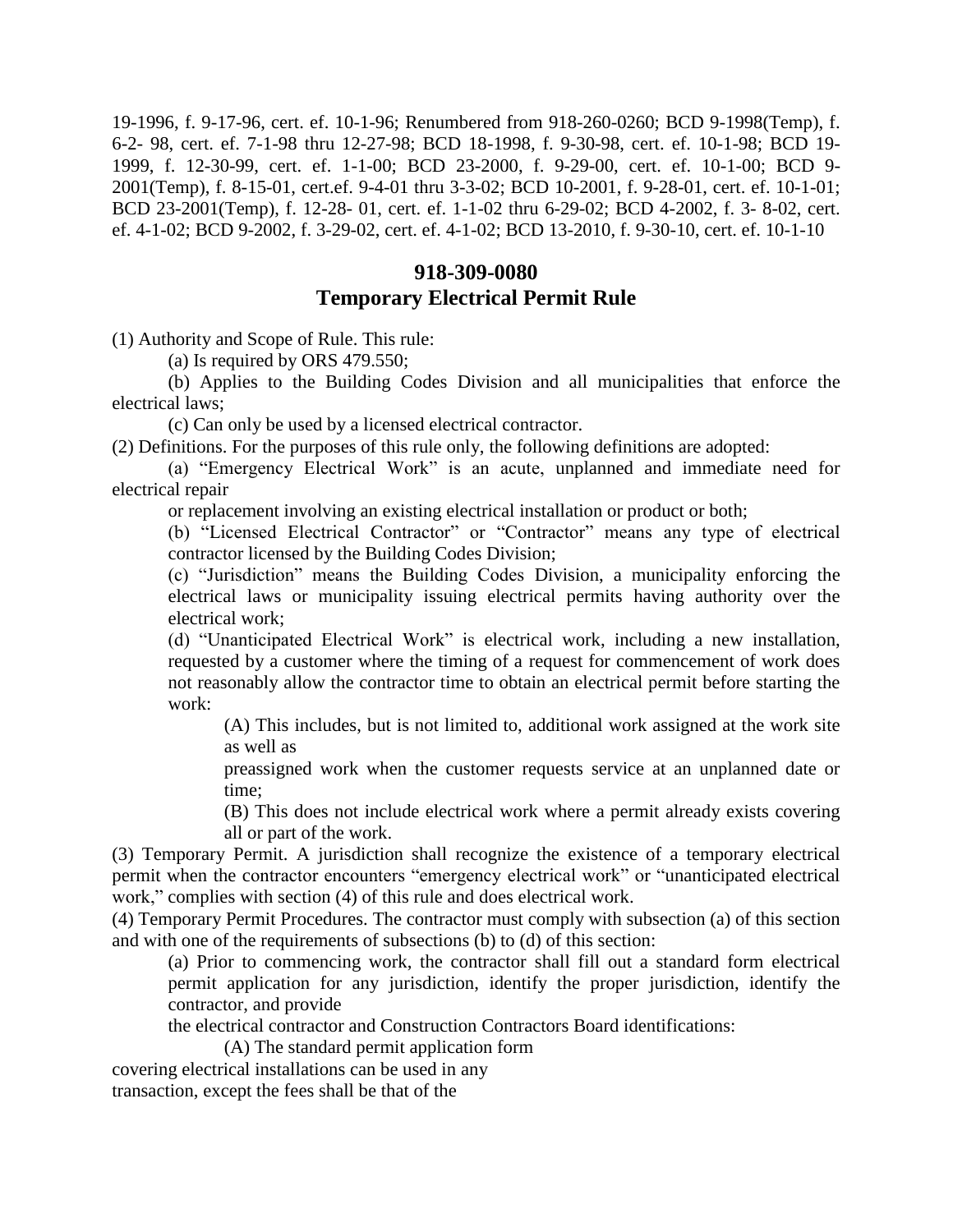19-1996, f. 9-17-96, cert. ef. 10-1-96; Renumbered from 918-260-0260; BCD 9-1998(Temp), f. 6-2- 98, cert. ef. 7-1-98 thru 12-27-98; BCD 18-1998, f. 9-30-98, cert. ef. 10-1-98; BCD 19-1999, f. 12-30-99, cert. ef. 1-1-00; BCD 23-2000, f. 9-29-00, cert. ef. 10-1-00; BCD 9-2001(Temp), f. 8-15-01, cert.ef. 9-4-01 thru 3-3-02; BCD 10-2001, f. 9-28-01, cert. ef. 10-1-01; BCD 23-2001(Temp), f. 12-28- 01, cert. ef. 1-1-02 thru 6-29-02; BCD 4-2002, f. 3- 8-02, cert. ef. 4-1-02; BCD 9-2002, f. 3-29-02, cert. ef. 4-1-02; BCD 13-2010, f. 9-30-10, cert. ef. 10-1-10

## 918-309-0080
## Temporary Electrical Permit Rule

(1) Authority and Scope of Rule. This rule:

(a) Is required by ORS 479.550;

(b) Applies to the Building Codes Division and all municipalities that enforce the electrical laws;

(c) Can only be used by a licensed electrical contractor.

(2) Definitions. For the purposes of this rule only, the following definitions are adopted:

(a) "Emergency Electrical Work" is an acute, unplanned and immediate need for electrical repair

or replacement involving an existing electrical installation or product or both;

(b) "Licensed Electrical Contractor" or "Contractor" means any type of electrical contractor licensed by the Building Codes Division;

(c) "Jurisdiction" means the Building Codes Division, a municipality enforcing the electrical laws or municipality issuing electrical permits having authority over the electrical work;

(d) "Unanticipated Electrical Work" is electrical work, including a new installation, requested by a customer where the timing of a request for commencement of work does not reasonably allow the contractor time to obtain an electrical permit before starting the work:

(A) This includes, but is not limited to, additional work assigned at the work site as well as

preassigned work when the customer requests service at an unplanned date or time;

(B) This does not include electrical work where a permit already exists covering all or part of the work.

(3) Temporary Permit. A jurisdiction shall recognize the existence of a temporary electrical permit when the contractor encounters "emergency electrical work" or "unanticipated electrical work," complies with section (4) of this rule and does electrical work.

(4) Temporary Permit Procedures. The contractor must comply with subsection (a) of this section and with one of the requirements of subsections (b) to (d) of this section:

(a) Prior to commencing work, the contractor shall fill out a standard form electrical permit application for any jurisdiction, identify the proper jurisdiction, identify the contractor, and provide

the electrical contractor and Construction Contractors Board identifications:

(A) The standard permit application form

covering electrical installations can be used in any

transaction, except the fees shall be that of the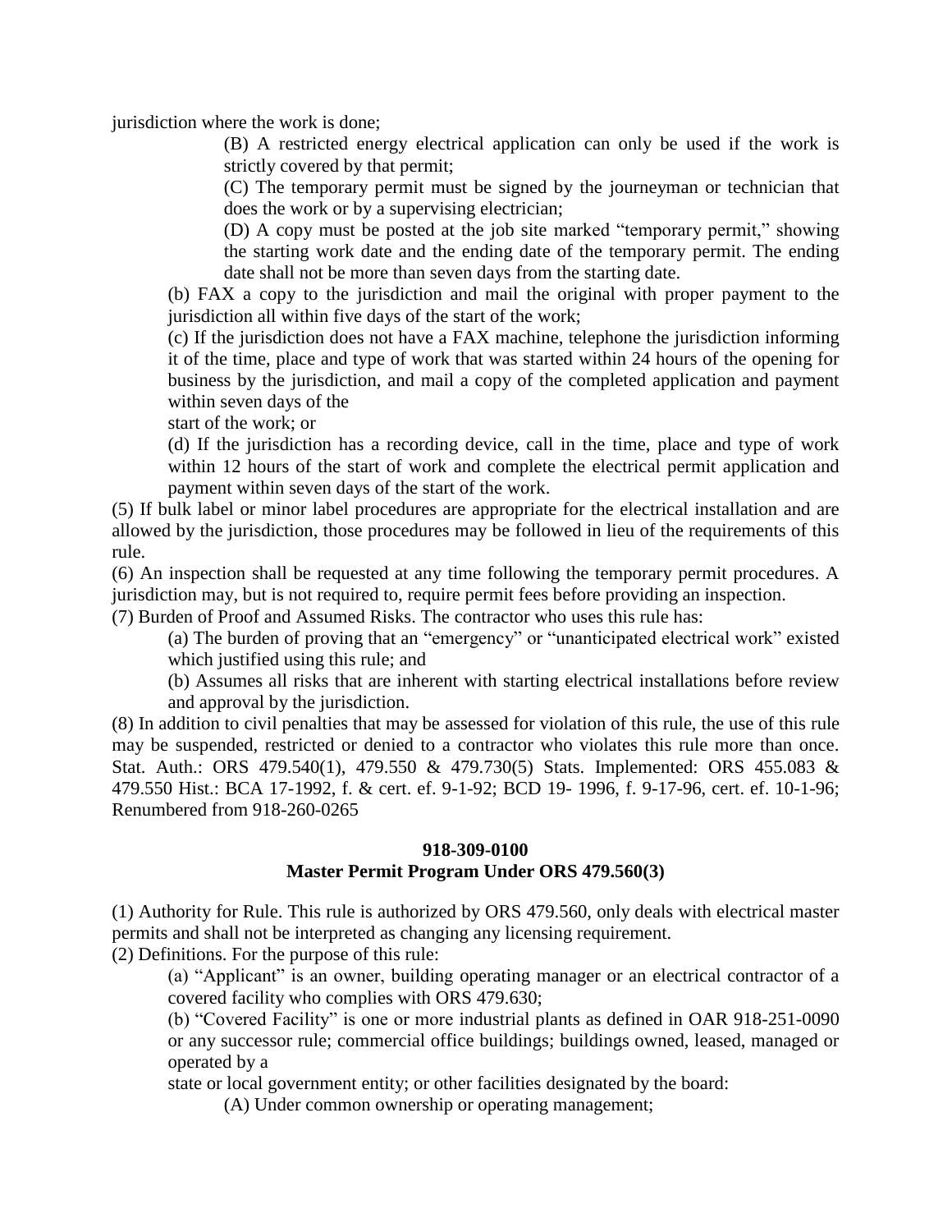jurisdiction where the work is done;

(B) A restricted energy electrical application can only be used if the work is strictly covered by that permit;

(C) The temporary permit must be signed by the journeyman or technician that does the work or by a supervising electrician;

(D) A copy must be posted at the job site marked "temporary permit," showing the starting work date and the ending date of the temporary permit. The ending date shall not be more than seven days from the starting date.

(b) FAX a copy to the jurisdiction and mail the original with proper payment to the jurisdiction all within five days of the start of the work;

(c) If the jurisdiction does not have a FAX machine, telephone the jurisdiction informing it of the time, place and type of work that was started within 24 hours of the opening for business by the jurisdiction, and mail a copy of the completed application and payment within seven days of the start of the work; or

(d) If the jurisdiction has a recording device, call in the time, place and type of work within 12 hours of the start of work and complete the electrical permit application and payment within seven days of the start of the work.

(5) If bulk label or minor label procedures are appropriate for the electrical installation and are allowed by the jurisdiction, those procedures may be followed in lieu of the requirements of this rule.

(6) An inspection shall be requested at any time following the temporary permit procedures. A jurisdiction may, but is not required to, require permit fees before providing an inspection.

(7) Burden of Proof and Assumed Risks. The contractor who uses this rule has:

(a) The burden of proving that an "emergency" or "unanticipated electrical work" existed which justified using this rule; and

(b) Assumes all risks that are inherent with starting electrical installations before review and approval by the jurisdiction.

(8) In addition to civil penalties that may be assessed for violation of this rule, the use of this rule may be suspended, restricted or denied to a contractor who violates this rule more than once. Stat. Auth.: ORS 479.540(1), 479.550 & 479.730(5) Stats. Implemented: ORS 455.083 & 479.550 Hist.: BCA 17-1992, f. & cert. ef. 9-1-92; BCD 19- 1996, f. 9-17-96, cert. ef. 10-1-96; Renumbered from 918-260-0265

## 918-309-0100
## Master Permit Program Under ORS 479.560(3)

(1) Authority for Rule. This rule is authorized by ORS 479.560, only deals with electrical master permits and shall not be interpreted as changing any licensing requirement.

(2) Definitions. For the purpose of this rule:

(a) "Applicant" is an owner, building operating manager or an electrical contractor of a covered facility who complies with ORS 479.630;

(b) "Covered Facility" is one or more industrial plants as defined in OAR 918-251-0090 or any successor rule; commercial office buildings; buildings owned, leased, managed or operated by a state or local government entity; or other facilities designated by the board:

(A) Under common ownership or operating management;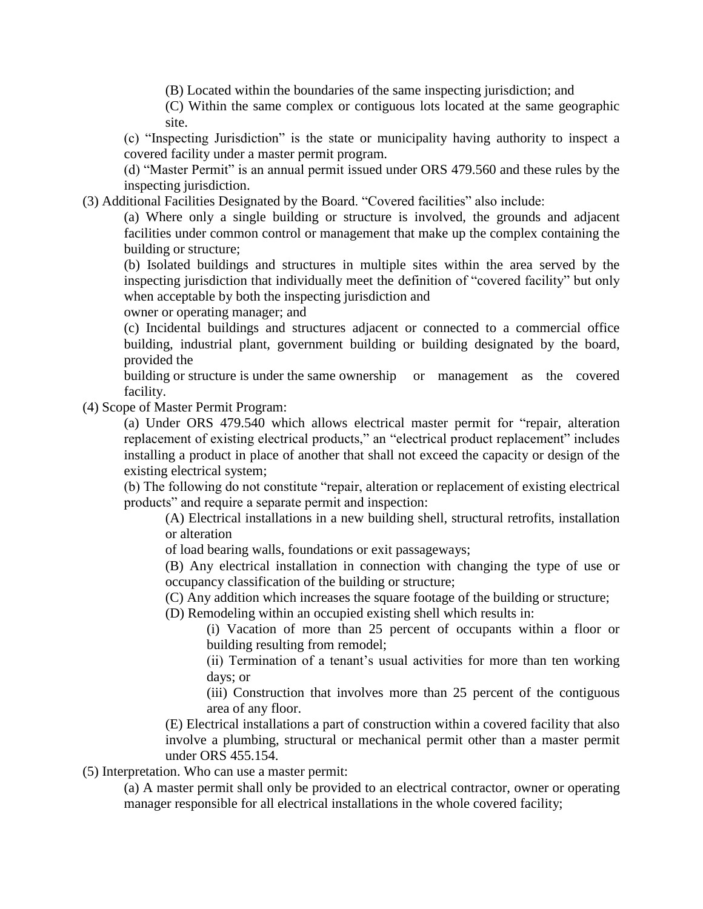(B) Located within the boundaries of the same inspecting jurisdiction; and

(C) Within the same complex or contiguous lots located at the same geographic site.

(c) "Inspecting Jurisdiction" is the state or municipality having authority to inspect a covered facility under a master permit program.

(d) "Master Permit" is an annual permit issued under ORS 479.560 and these rules by the inspecting jurisdiction.

(3) Additional Facilities Designated by the Board. "Covered facilities" also include:

(a) Where only a single building or structure is involved, the grounds and adjacent facilities under common control or management that make up the complex containing the building or structure;

(b) Isolated buildings and structures in multiple sites within the area served by the inspecting jurisdiction that individually meet the definition of "covered facility" but only when acceptable by both the inspecting jurisdiction and owner or operating manager; and

(c) Incidental buildings and structures adjacent or connected to a commercial office building, industrial plant, government building or building designated by the board, provided the building or structure is under the same ownership or management as the covered facility.

(4) Scope of Master Permit Program:

(a) Under ORS 479.540 which allows electrical master permit for "repair, alteration replacement of existing electrical products," an "electrical product replacement" includes installing a product in place of another that shall not exceed the capacity or design of the existing electrical system;

(b) The following do not constitute "repair, alteration or replacement of existing electrical products" and require a separate permit and inspection:

(A) Electrical installations in a new building shell, structural retrofits, installation or alteration of load bearing walls, foundations or exit passageways;

(B) Any electrical installation in connection with changing the type of use or occupancy classification of the building or structure;

(C) Any addition which increases the square footage of the building or structure;

(D) Remodeling within an occupied existing shell which results in:

(i) Vacation of more than 25 percent of occupants within a floor or building resulting from remodel;

(ii) Termination of a tenant's usual activities for more than ten working days; or

(iii) Construction that involves more than 25 percent of the contiguous area of any floor.

(E) Electrical installations a part of construction within a covered facility that also involve a plumbing, structural or mechanical permit other than a master permit under ORS 455.154.

(5) Interpretation. Who can use a master permit:

(a) A master permit shall only be provided to an electrical contractor, owner or operating manager responsible for all electrical installations in the whole covered facility;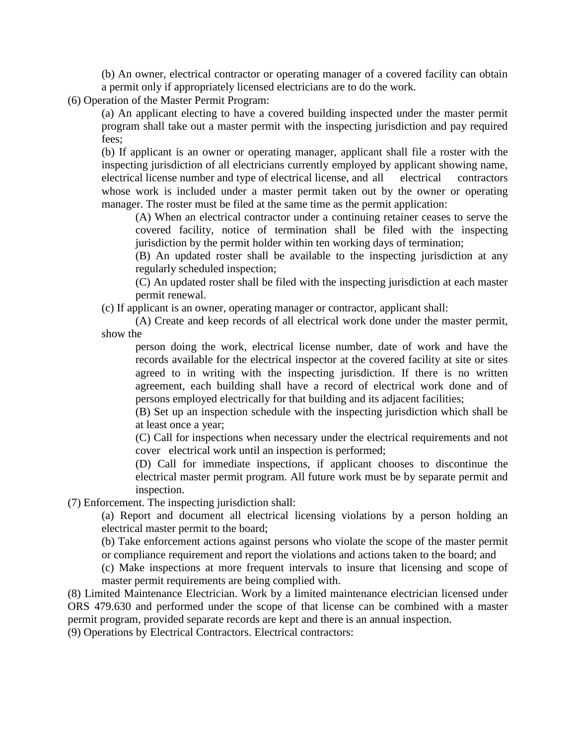(b) An owner, electrical contractor or operating manager of a covered facility can obtain a permit only if appropriately licensed electricians are to do the work.

(6) Operation of the Master Permit Program:

(a) An applicant electing to have a covered building inspected under the master permit program shall take out a master permit with the inspecting jurisdiction and pay required fees;

(b) If applicant is an owner or operating manager, applicant shall file a roster with the inspecting jurisdiction of all electricians currently employed by applicant showing name, electrical license number and type of electrical license, and all electrical contractors whose work is included under a master permit taken out by the owner or operating manager. The roster must be filed at the same time as the permit application:

(A) When an electrical contractor under a continuing retainer ceases to serve the covered facility, notice of termination shall be filed with the inspecting jurisdiction by the permit holder within ten working days of termination;

(B) An updated roster shall be available to the inspecting jurisdiction at any regularly scheduled inspection;

(C) An updated roster shall be filed with the inspecting jurisdiction at each master permit renewal.

(c) If applicant is an owner, operating manager or contractor, applicant shall:

(A) Create and keep records of all electrical work done under the master permit, show the person doing the work, electrical license number, date of work and have the records available for the electrical inspector at the covered facility at site or sites agreed to in writing with the inspecting jurisdiction. If there is no written agreement, each building shall have a record of electrical work done and of persons employed electrically for that building and its adjacent facilities;

(B) Set up an inspection schedule with the inspecting jurisdiction which shall be at least once a year;

(C) Call for inspections when necessary under the electrical requirements and not cover electrical work until an inspection is performed;

(D) Call for immediate inspections, if applicant chooses to discontinue the electrical master permit program. All future work must be by separate permit and inspection.

(7) Enforcement. The inspecting jurisdiction shall:

(a) Report and document all electrical licensing violations by a person holding an electrical master permit to the board;

(b) Take enforcement actions against persons who violate the scope of the master permit or compliance requirement and report the violations and actions taken to the board; and

(c) Make inspections at more frequent intervals to insure that licensing and scope of master permit requirements are being complied with.

(8) Limited Maintenance Electrician. Work by a limited maintenance electrician licensed under ORS 479.630 and performed under the scope of that license can be combined with a master permit program, provided separate records are kept and there is an annual inspection.

(9) Operations by Electrical Contractors. Electrical contractors: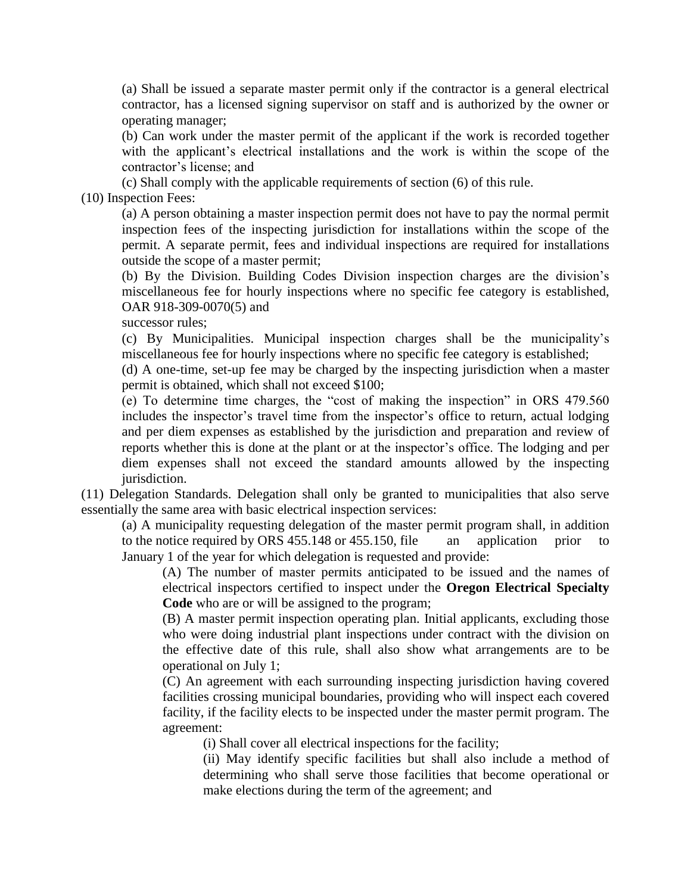(a) Shall be issued a separate master permit only if the contractor is a general electrical contractor, has a licensed signing supervisor on staff and is authorized by the owner or operating manager;

(b) Can work under the master permit of the applicant if the work is recorded together with the applicant's electrical installations and the work is within the scope of the contractor's license; and

(c) Shall comply with the applicable requirements of section (6) of this rule.

(10) Inspection Fees:

(a) A person obtaining a master inspection permit does not have to pay the normal permit inspection fees of the inspecting jurisdiction for installations within the scope of the permit. A separate permit, fees and individual inspections are required for installations outside the scope of a master permit;

(b) By the Division. Building Codes Division inspection charges are the division's miscellaneous fee for hourly inspections where no specific fee category is established, OAR 918-309-0070(5) and successor rules;

(c) By Municipalities. Municipal inspection charges shall be the municipality's miscellaneous fee for hourly inspections where no specific fee category is established;

(d) A one-time, set-up fee may be charged by the inspecting jurisdiction when a master permit is obtained, which shall not exceed $100;

(e) To determine time charges, the "cost of making the inspection" in ORS 479.560 includes the inspector's travel time from the inspector's office to return, actual lodging and per diem expenses as established by the jurisdiction and preparation and review of reports whether this is done at the plant or at the inspector's office. The lodging and per diem expenses shall not exceed the standard amounts allowed by the inspecting jurisdiction.

(11) Delegation Standards. Delegation shall only be granted to municipalities that also serve essentially the same area with basic electrical inspection services:

(a) A municipality requesting delegation of the master permit program shall, in addition to the notice required by ORS 455.148 or 455.150, file an application prior to January 1 of the year for which delegation is requested and provide:

(A) The number of master permits anticipated to be issued and the names of electrical inspectors certified to inspect under the **Oregon Electrical Specialty Code** who are or will be assigned to the program;

(B) A master permit inspection operating plan. Initial applicants, excluding those who were doing industrial plant inspections under contract with the division on the effective date of this rule, shall also show what arrangements are to be operational on July 1;

(C) An agreement with each surrounding inspecting jurisdiction having covered facilities crossing municipal boundaries, providing who will inspect each covered facility, if the facility elects to be inspected under the master permit program. The agreement:

(i) Shall cover all electrical inspections for the facility;

(ii) May identify specific facilities but shall also include a method of determining who shall serve those facilities that become operational or make elections during the term of the agreement; and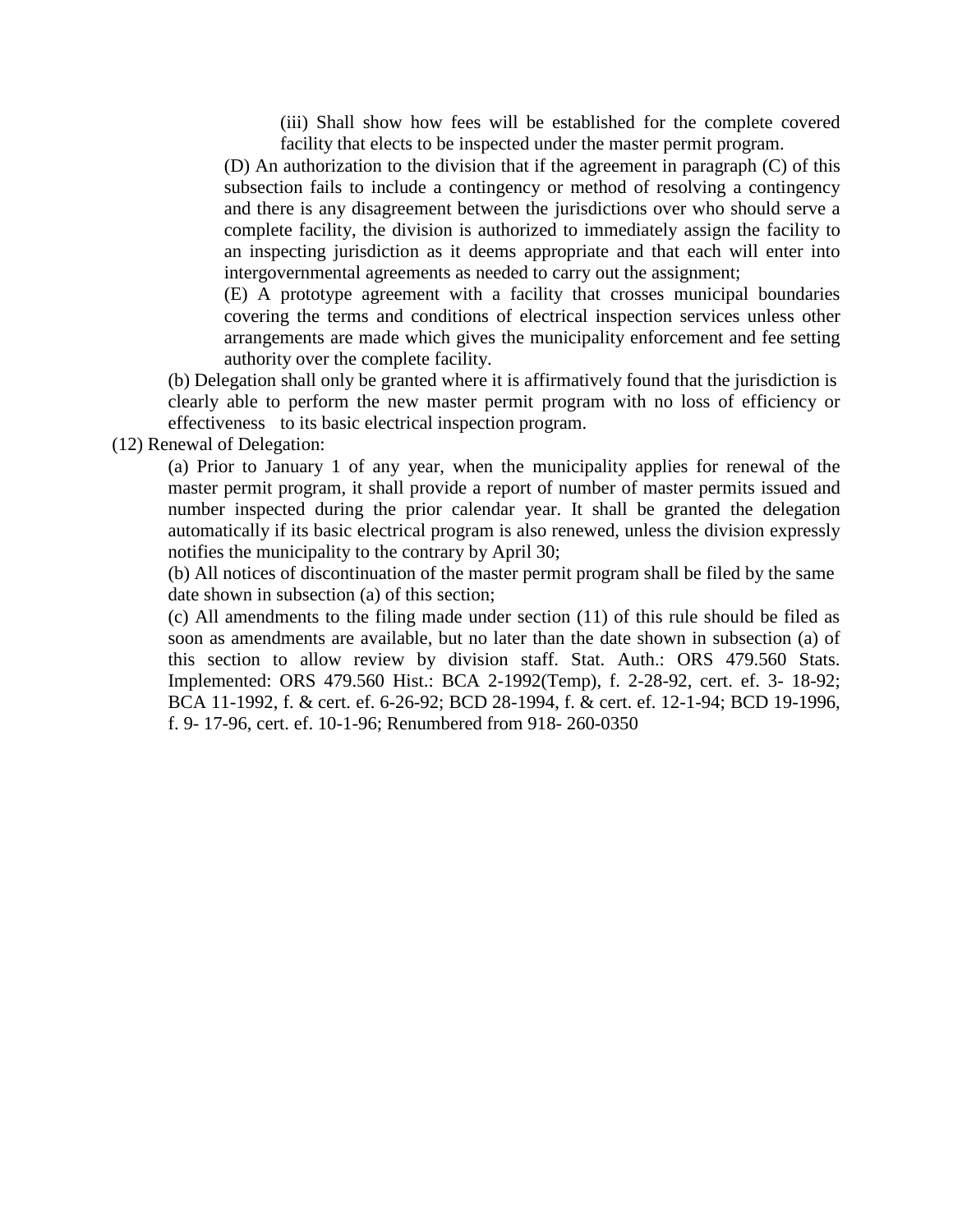(iii) Shall show how fees will be established for the complete covered facility that elects to be inspected under the master permit program.

(D) An authorization to the division that if the agreement in paragraph (C) of this subsection fails to include a contingency or method of resolving a contingency and there is any disagreement between the jurisdictions over who should serve a complete facility, the division is authorized to immediately assign the facility to an inspecting jurisdiction as it deems appropriate and that each will enter into intergovernmental agreements as needed to carry out the assignment;

(E) A prototype agreement with a facility that crosses municipal boundaries covering the terms and conditions of electrical inspection services unless other arrangements are made which gives the municipality enforcement and fee setting authority over the complete facility.

(b) Delegation shall only be granted where it is affirmatively found that the jurisdiction is clearly able to perform the new master permit program with no loss of efficiency or effectiveness to its basic electrical inspection program.

(12) Renewal of Delegation:

(a) Prior to January 1 of any year, when the municipality applies for renewal of the master permit program, it shall provide a report of number of master permits issued and number inspected during the prior calendar year. It shall be granted the delegation automatically if its basic electrical program is also renewed, unless the division expressly notifies the municipality to the contrary by April 30;

(b) All notices of discontinuation of the master permit program shall be filed by the same date shown in subsection (a) of this section;

(c) All amendments to the filing made under section (11) of this rule should be filed as soon as amendments are available, but no later than the date shown in subsection (a) of this section to allow review by division staff. Stat. Auth.: ORS 479.560 Stats. Implemented: ORS 479.560 Hist.: BCA 2-1992(Temp), f. 2-28-92, cert. ef. 3- 18-92; BCA 11-1992, f. & cert. ef. 6-26-92; BCD 28-1994, f. & cert. ef. 12-1-94; BCD 19-1996, f. 9- 17-96, cert. ef. 10-1-96; Renumbered from 918- 260-0350